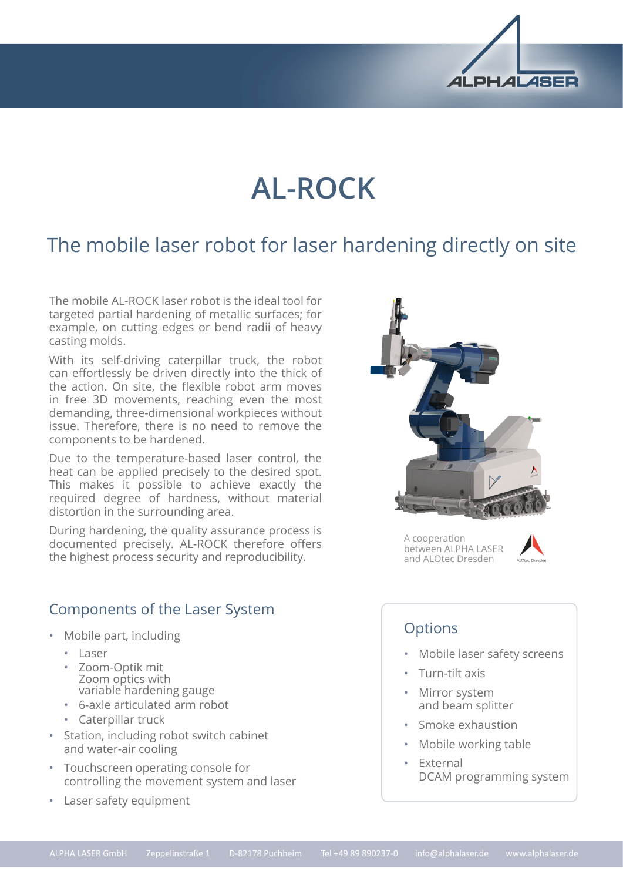# AL-ROCK

## The mobile laser robot for laser hardening directly on site

The mobile AL-ROCK laser robot is the ideal tool for targeted partial hardening of metallic surfaces; for example, on cutting edges or bend radii of heavy casting molds.

With its self-driving caterpillar truck, the robot can effortlessly be driven directly into the thick of the action. On site, the flexible robot arm moves in free 3D movements, reaching even the most demanding, three-dimensional workpieces without issue. Therefore, there is no need to remove the components to be hardened.

Due to the temperature-based laser control, the heat can be applied precisely to the desired spot. This makes it possible to achieve exactly the required degree of hardness, without material distortion in the surrounding area.

During hardening, the quality assurance process is documented precisely. AL-ROCK therefore offers the highest process security and reproducibility.

A cooperation between ALPHA LASER and ALOtec Dresden

### Components of the Laser System

- Mobile part, including
  - Laser
  - Zoom-Optik mit Zoom optics with variable hardening gauge
  - 6-axle articulated arm robot
  - Caterpillar truck
- Station, including robot switch cabinet and water-air cooling
- Touchscreen operating console for controlling the movement system and laser
- Laser safety equipment

### Options

- Mobile laser safety screens
- Turn-tilt axis
- Mirror system and beam splitter
- Smoke exhaustion
- Mobile working table
- External DCAM programming system

ALPHA LASER GmbH Zeppelinstraße 1 D-82178 Puchheim Tel +49 89 890237-0 info@alphalaser.de www.alphalaser.de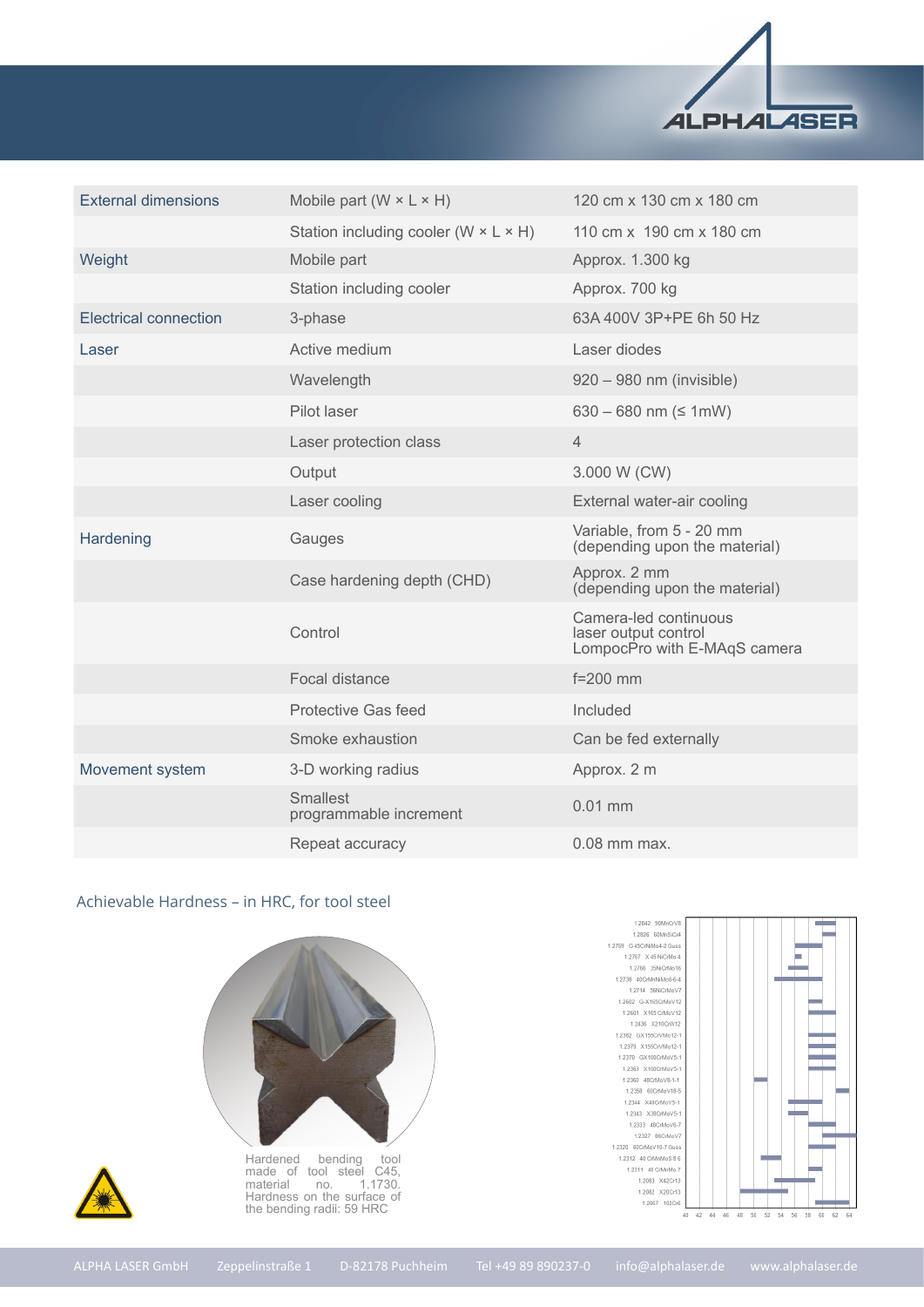| | | |
|---|---|---|
| External dimensions | Mobile part (W × L × H) | 120 cm x 130 cm x 180 cm |
| | Station including cooler (W × L × H) | 110 cm x 190 cm x 180 cm |
| Weight | Mobile part | Approx. 1.300 kg |
| | Station including cooler | Approx. 700 kg |
| Electrical connection | 3-phase | 63A 400V 3P+PE 6h 50 Hz |
| Laser | Active medium | Laser diodes |
| | Wavelength | 920 – 980 nm (invisible) |
| | Pilot laser | 630 – 680 nm (≤ 1mW) |
| | Laser protection class | 4 |
| | Output | 3.000 W (CW) |
| | Laser cooling | External water-air cooling |
| Hardening | Gauges | Variable, from 5 - 20 mm (depending upon the material) |
| | Case hardening depth (CHD) | Approx. 2 mm (depending upon the material) |
| | Control | Camera-led continuous laser output control LompocPro with E-MAqS camera |
| | Focal distance | f=200 mm |
| | Protective Gas feed | Included |
| | Smoke exhaustion | Can be fed externally |
| Movement system | 3-D working radius | Approx. 2 m |
| | Smallest programmable increment | 0.01 mm |
| | Repeat accuracy | 0.08 mm max. |

## Achievable Hardness – in HRC, for tool steel

Hardened bending tool made of tool steel C45, material no. 1.1730. Hardness on the surface of the bending radii: 59 HRC

1.2842 90MnCrV8
1.2826 60MnSiCr4
1.2769 G 45CrNiMo4-2 Guss
1.2767 X 45 NiCrMo 4
1.2766 35NiCrMo16
1.2738 40CrMnNiMo8-6-4
1.2714 56NiCrMoV7
1.2602 G-X165CrMoV12
1.2601 X165 CrMoV12
1.2436 X210CrW12
1.2382 GX155CrVMo12-1
1.2379 X155CrVMo12-1
1.2370 GX100CrMoV5-1
1.2363 X100CrMoV5-1
1.2362 48CrMoV8-1-1
1.2358 60CrMoV18-5
1.2344 X40CrMoV5-1
1.2343 X38CrMoV5-1
1.2333 48CrMoV6-7
1.2327 86CrMoV7
1.2320 60CrMoV10-7 Guss
1.2312 40 CrMnMoS 8 6
1.2311 40 CrMnMo 7
1.2083 X42Cr13
1.2082 X20Cr13
1.2067 102Cr6

40 42 44 46 48 50 52 54 56 58 60 62 64